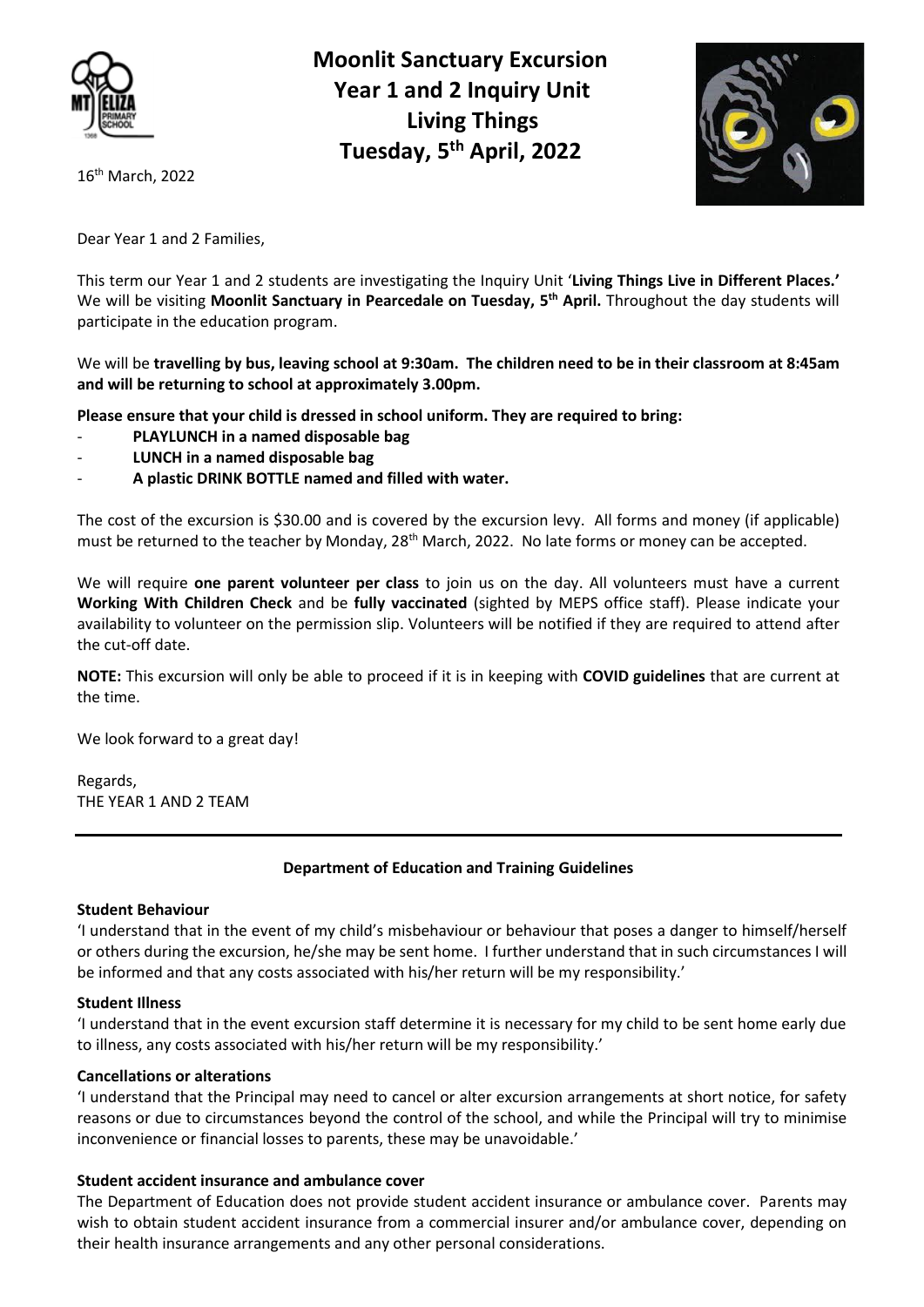# Moonlit Sanctuary Excursion
## Year 1 and 2 Inquiry Unit
## Living Things
## Tuesday, 5th April, 2022

16th March, 2022

Dear Year 1 and 2 Families,

This term our Year 1 and 2 students are investigating the Inquiry Unit '**Living Things Live in Different Places.'** We will be visiting **Moonlit Sanctuary in Pearcedale on Tuesday, 5th April.** Throughout the day students will participate in the education program.

We will be **travelling by bus, leaving school at 9:30am. The children need to be in their classroom at 8:45am and will be returning to school at approximately 3.00pm.**

**Please ensure that your child is dressed in school uniform. They are required to bring:**

- **PLAYLUNCH in a named disposable bag**
- **LUNCH in a named disposable bag**
- **A plastic DRINK BOTTLE named and filled with water.**

The cost of the excursion is $30.00 and is covered by the excursion levy. All forms and money (if applicable) must be returned to the teacher by Monday, 28th March, 2022. No late forms or money can be accepted.

We will require **one parent volunteer per class** to join us on the day. All volunteers must have a current **Working With Children Check** and be **fully vaccinated** (sighted by MEPS office staff). Please indicate your availability to volunteer on the permission slip. Volunteers will be notified if they are required to attend after the cut-off date.

**NOTE:** This excursion will only be able to proceed if it is in keeping with **COVID guidelines** that are current at the time.

We look forward to a great day!

Regards,
THE YEAR 1 AND 2 TEAM

---

### Department of Education and Training Guidelines

**Student Behaviour**

'I understand that in the event of my child's misbehaviour or behaviour that poses a danger to himself/herself or others during the excursion, he/she may be sent home. I further understand that in such circumstances I will be informed and that any costs associated with his/her return will be my responsibility.'

**Student Illness**

'I understand that in the event excursion staff determine it is necessary for my child to be sent home early due to illness, any costs associated with his/her return will be my responsibility.'

**Cancellations or alterations**

'I understand that the Principal may need to cancel or alter excursion arrangements at short notice, for safety reasons or due to circumstances beyond the control of the school, and while the Principal will try to minimise inconvenience or financial losses to parents, these may be unavoidable.'

**Student accident insurance and ambulance cover**

The Department of Education does not provide student accident insurance or ambulance cover. Parents may wish to obtain student accident insurance from a commercial insurer and/or ambulance cover, depending on their health insurance arrangements and any other personal considerations.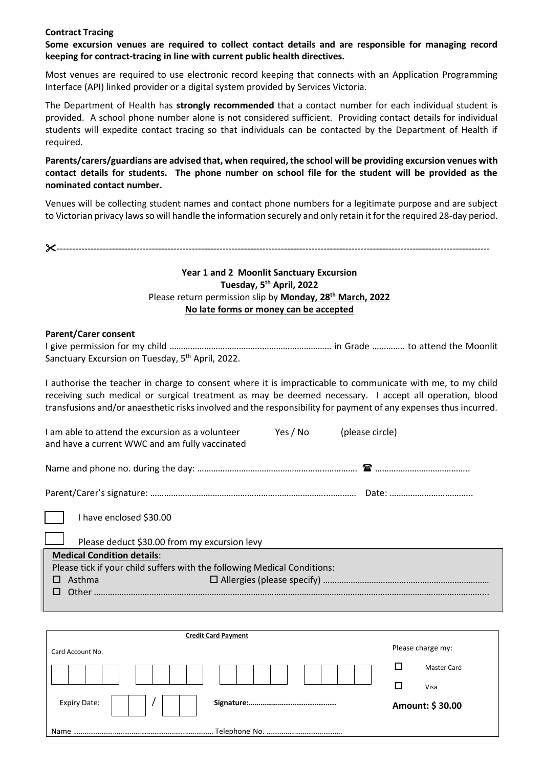**Contract Tracing**

**Some excursion venues are required to collect contact details and are responsible for managing record keeping for contract-tracing in line with current public health directives.**

Most venues are required to use electronic record keeping that connects with an Application Programming Interface (API) linked provider or a digital system provided by Services Victoria.

The Department of Health has **strongly recommended** that a contact number for each individual student is provided. A school phone number alone is not considered sufficient. Providing contact details for individual students will expedite contact tracing so that individuals can be contacted by the Department of Health if required.

**Parents/carers/guardians are advised that, when required, the school will be providing excursion venues with contact details for students. The phone number on school file for the student will be provided as the nominated contact number.**

Venues will be collecting student names and contact phone numbers for a legitimate purpose and are subject to Victorian privacy laws so will handle the information securely and only retain it for the required 28-day period.

✂-----------------------------------------------------------------------------------------------------------------------------------------

**Year 1 and 2 Moonlit Sanctuary Excursion**
**Tuesday, 5th April, 2022**
Please return permission slip by **Monday, 28th March, 2022**
**No late forms or money can be accepted**

**Parent/Carer consent**

I give permission for my child ………………………………………………………………… in Grade …………. to attend the Moonlit Sanctuary Excursion on Tuesday, 5th April, 2022.

I authorise the teacher in charge to consent where it is impracticable to communicate with me, to my child receiving such medical or surgical treatment as may be deemed necessary. I accept all operation, blood transfusions and/or anaesthetic risks involved and the responsibility for payment of any expenses thus incurred.

I am able to attend the excursion as a volunteer and have a current WWC and am fully vaccinated     Yes / No     (please circle)

Name and phone no. during the day: …………………………………………………………… ☎ …………………………………..

Parent/Carer's signature: ……………………………………………………………………………… Date: ……………………………...

☐ I have enclosed $30.00

☐ Please deduct $30.00 from my excursion levy

**Medical Condition details**:
Please tick if your child suffers with the following Medical Conditions:
- ☐ Asthma
- ☐ Allergies (please specify) ………………………………………………………………
- ☐ Other ………………………………………………………………………………………………………………………………...

**Credit Card Payment**

Card Account No.

☐☐☐☐ ☐☐☐☐ ☐☐☐☐ ☐☐☐☐

Please charge my:
- ☐ Master Card
- ☐ Visa

Expiry Date: ☐☐ / ☐☐     Signature:……………………………………

**Amount: $ 30.00**

Name ……………………………………………………………… Telephone No. ………………………………….